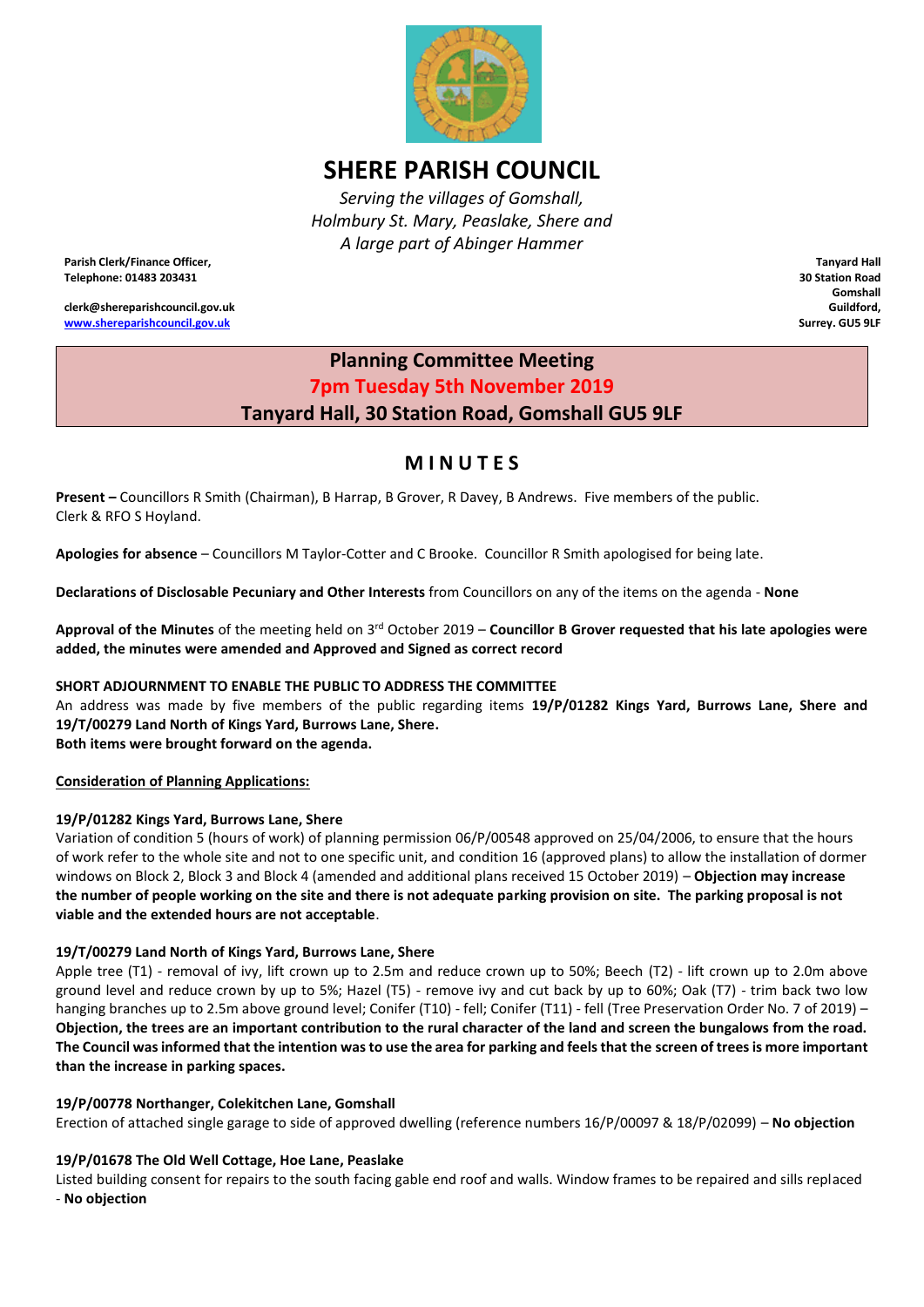# SHERE PARISH COUNCIL

*Serving the villages of Gomshall, Holmbury St. Mary, Peaslake, Shere and A large part of Abinger Hammer*

**Parish Clerk/Finance Officer,**
**Telephone: 01483 203431**

**clerk@shereparishcouncil.gov.uk**
**www.shereparishcouncil.gov.uk**

**Tanyard Hall**
**30 Station Road**
**Gomshall**
**Guildford,**
**Surrey. GU5 9LF**

## Planning Committee Meeting
## 7pm Tuesday 5th November 2019
## Tanyard Hall, 30 Station Road, Gomshall GU5 9LF

## MINUTES

**Present –** Councillors R Smith (Chairman), B Harrap, B Grover, R Davey, B Andrews. Five members of the public. Clerk & RFO S Hoyland.

**Apologies for absence** – Councillors M Taylor-Cotter and C Brooke. Councillor R Smith apologised for being late.

**Declarations of Disclosable Pecuniary and Other Interests** from Councillors on any of the items on the agenda - **None**

**Approval of the Minutes** of the meeting held on 3rd October 2019 – **Councillor B Grover requested that his late apologies were added, the minutes were amended and Approved and Signed as correct record**

**SHORT ADJOURNMENT TO ENABLE THE PUBLIC TO ADDRESS THE COMMITTEE**

An address was made by five members of the public regarding items **19/P/01282 Kings Yard, Burrows Lane, Shere and 19/T/00279 Land North of Kings Yard, Burrows Lane, Shere.**
**Both items were brought forward on the agenda.**

**Consideration of Planning Applications:**

**19/P/01282 Kings Yard, Burrows Lane, Shere**
Variation of condition 5 (hours of work) of planning permission 06/P/00548 approved on 25/04/2006, to ensure that the hours of work refer to the whole site and not to one specific unit, and condition 16 (approved plans) to allow the installation of dormer windows on Block 2, Block 3 and Block 4 (amended and additional plans received 15 October 2019) – **Objection may increase the number of people working on the site and there is not adequate parking provision on site. The parking proposal is not viable and the extended hours are not acceptable**.

**19/T/00279 Land North of Kings Yard, Burrows Lane, Shere**
Apple tree (T1) - removal of ivy, lift crown up to 2.5m and reduce crown up to 50%; Beech (T2) - lift crown up to 2.0m above ground level and reduce crown by up to 5%; Hazel (T5) - remove ivy and cut back by up to 60%; Oak (T7) - trim back two low hanging branches up to 2.5m above ground level; Conifer (T10) - fell; Conifer (T11) - fell (Tree Preservation Order No. 7 of 2019) – **Objection, the trees are an important contribution to the rural character of the land and screen the bungalows from the road. The Council was informed that the intention was to use the area for parking and feels that the screen of trees is more important than the increase in parking spaces.**

**19/P/00778 Northanger, Colekitchen Lane, Gomshall**
Erection of attached single garage to side of approved dwelling (reference numbers 16/P/00097 & 18/P/02099) – **No objection**

**19/P/01678 The Old Well Cottage, Hoe Lane, Peaslake**
Listed building consent for repairs to the south facing gable end roof and walls. Window frames to be repaired and sills replaced - **No objection**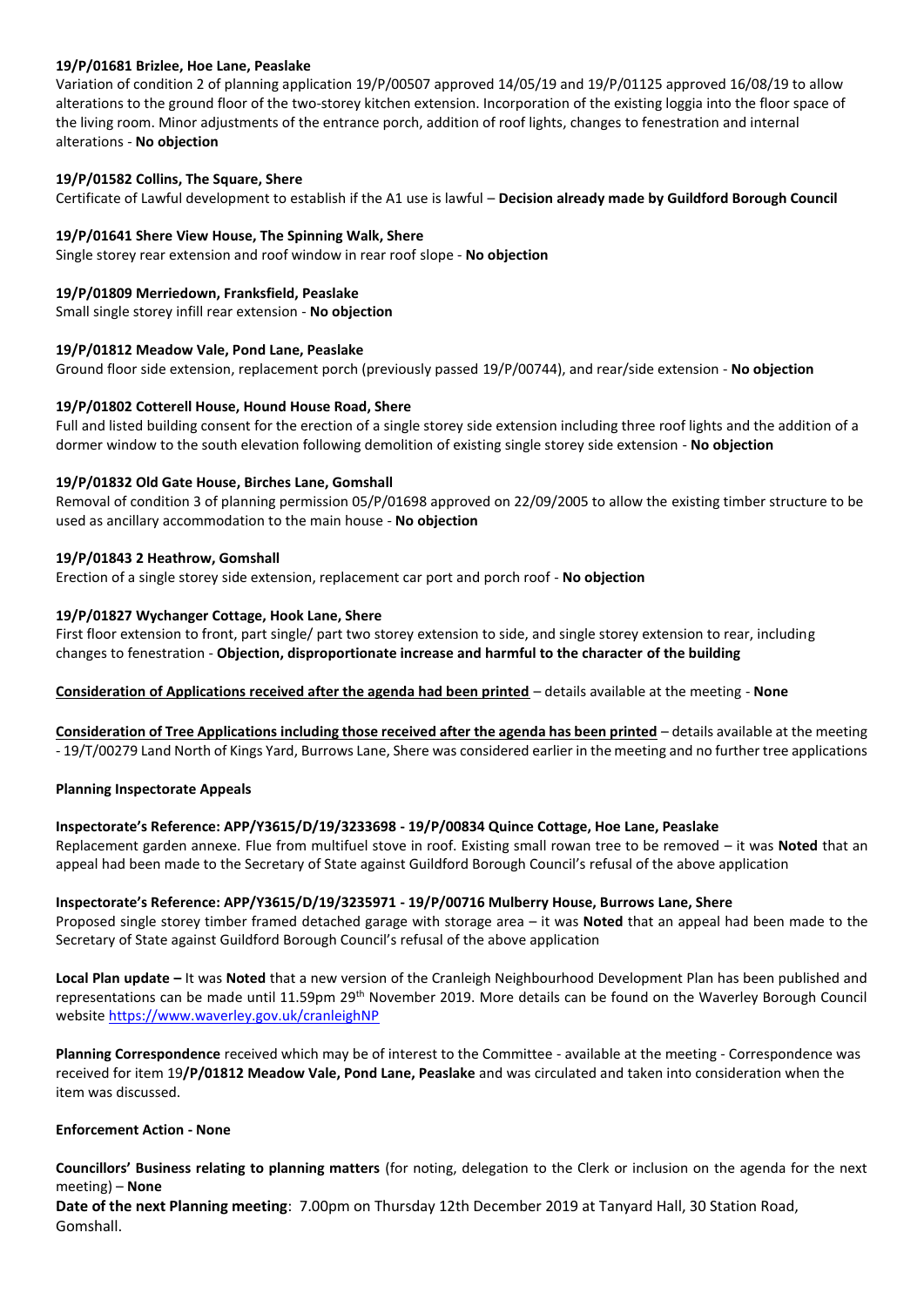**19/P/01681 Brizlee, Hoe Lane, Peaslake**
Variation of condition 2 of planning application 19/P/00507 approved 14/05/19 and 19/P/01125 approved 16/08/19 to allow alterations to the ground floor of the two-storey kitchen extension. Incorporation of the existing loggia into the floor space of the living room. Minor adjustments of the entrance porch, addition of roof lights, changes to fenestration and internal alterations - **No objection**

**19/P/01582 Collins, The Square, Shere**
Certificate of Lawful development to establish if the A1 use is lawful – **Decision already made by Guildford Borough Council**

**19/P/01641 Shere View House, The Spinning Walk, Shere**
Single storey rear extension and roof window in rear roof slope - **No objection**

**19/P/01809 Merriedown, Franksfield, Peaslake**
Small single storey infill rear extension - **No objection**

**19/P/01812 Meadow Vale, Pond Lane, Peaslake**
Ground floor side extension, replacement porch (previously passed 19/P/00744), and rear/side extension - **No objection**

**19/P/01802 Cotterell House, Hound House Road, Shere**
Full and listed building consent for the erection of a single storey side extension including three roof lights and the addition of a dormer window to the south elevation following demolition of existing single storey side extension - **No objection**

**19/P/01832 Old Gate House, Birches Lane, Gomshall**
Removal of condition 3 of planning permission 05/P/01698 approved on 22/09/2005 to allow the existing timber structure to be used as ancillary accommodation to the main house - **No objection**

**19/P/01843 2 Heathrow, Gomshall**
Erection of a single storey side extension, replacement car port and porch roof - **No objection**

**19/P/01827 Wychanger Cottage, Hook Lane, Shere**
First floor extension to front, part single/ part two storey extension to side, and single storey extension to rear, including changes to fenestration - **Objection, disproportionate increase and harmful to the character of the building**

**Consideration of Applications received after the agenda had been printed** – details available at the meeting - **None**

**Consideration of Tree Applications including those received after the agenda has been printed** – details available at the meeting - 19/T/00279 Land North of Kings Yard, Burrows Lane, Shere was considered earlier in the meeting and no further tree applications

**Planning Inspectorate Appeals**

**Inspectorate's Reference: APP/Y3615/D/19/3233698 - 19/P/00834 Quince Cottage, Hoe Lane, Peaslake**
Replacement garden annexe. Flue from multifuel stove in roof. Existing small rowan tree to be removed – it was **Noted** that an appeal had been made to the Secretary of State against Guildford Borough Council's refusal of the above application

**Inspectorate's Reference: APP/Y3615/D/19/3235971 - 19/P/00716 Mulberry House, Burrows Lane, Shere**
Proposed single storey timber framed detached garage with storage area – it was **Noted** that an appeal had been made to the Secretary of State against Guildford Borough Council's refusal of the above application

**Local Plan update –** It was **Noted** that a new version of the Cranleigh Neighbourhood Development Plan has been published and representations can be made until 11.59pm 29th November 2019. More details can be found on the Waverley Borough Council website https://www.waverley.gov.uk/cranleighNP

**Planning Correspondence** received which may be of interest to the Committee - available at the meeting - Correspondence was received for item 19**/P/01812 Meadow Vale, Pond Lane, Peaslake** and was circulated and taken into consideration when the item was discussed.

**Enforcement Action - None**

**Councillors' Business relating to planning matters** (for noting, delegation to the Clerk or inclusion on the agenda for the next meeting) – **None**

**Date of the next Planning meeting**: 7.00pm on Thursday 12th December 2019 at Tanyard Hall, 30 Station Road, Gomshall.